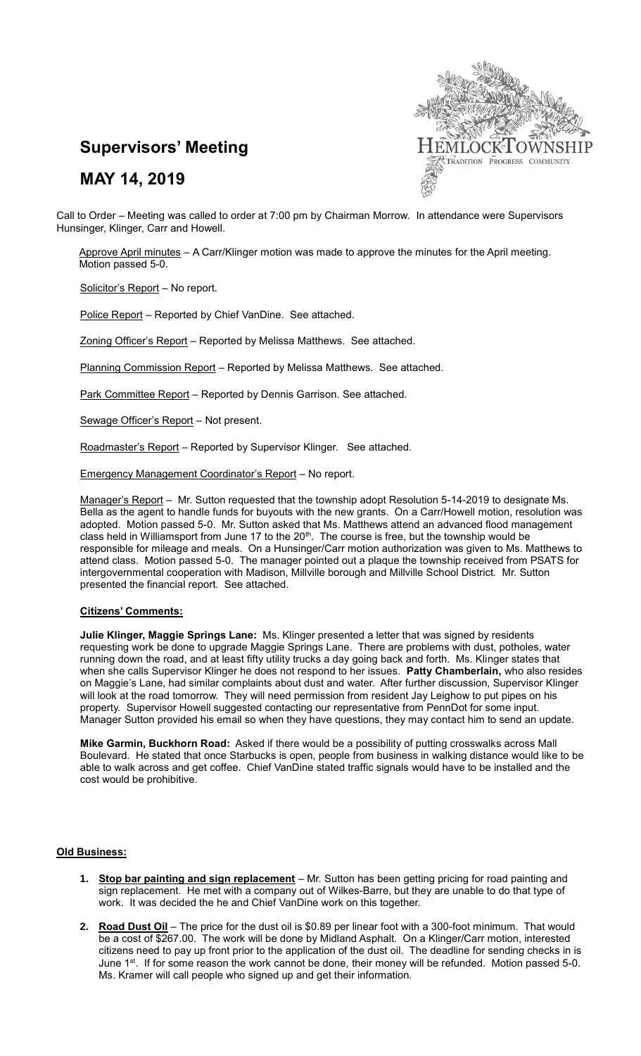# Supervisors' Meeting

## MAY 14, 2019

Call to Order – Meeting was called to order at 7:00 pm by Chairman Morrow. In attendance were Supervisors Hunsinger, Klinger, Carr and Howell.

Approve April minutes – A Carr/Klinger motion was made to approve the minutes for the April meeting. Motion passed 5-0.

Solicitor's Report – No report.

Police Report – Reported by Chief VanDine. See attached.

Zoning Officer's Report – Reported by Melissa Matthews. See attached.

Planning Commission Report – Reported by Melissa Matthews. See attached.

Park Committee Report – Reported by Dennis Garrison. See attached.

Sewage Officer's Report – Not present.

Roadmaster's Report – Reported by Supervisor Klinger. See attached.

Emergency Management Coordinator's Report – No report.

Manager's Report – Mr. Sutton requested that the township adopt Resolution 5-14-2019 to designate Ms. Bella as the agent to handle funds for buyouts with the new grants. On a Carr/Howell motion, resolution was adopted. Motion passed 5-0. Mr. Sutton asked that Ms. Matthews attend an advanced flood management class held in Williamsport from June 17 to the 20th. The course is free, but the township would be responsible for mileage and meals. On a Hunsinger/Carr motion authorization was given to Ms. Matthews to attend class. Motion passed 5-0. The manager pointed out a plaque the township received from PSATS for intergovernmental cooperation with Madison, Millville borough and Millville School District. Mr. Sutton presented the financial report. See attached.

**Citizens' Comments:**

**Julie Klinger, Maggie Springs Lane:** Ms. Klinger presented a letter that was signed by residents requesting work be done to upgrade Maggie Springs Lane. There are problems with dust, potholes, water running down the road, and at least fifty utility trucks a day going back and forth. Ms. Klinger states that when she calls Supervisor Klinger he does not respond to her issues. **Patty Chamberlain,** who also resides on Maggie's Lane, had similar complaints about dust and water. After further discussion, Supervisor Klinger will look at the road tomorrow. They will need permission from resident Jay Leighow to put pipes on his property. Supervisor Howell suggested contacting our representative from PennDot for some input. Manager Sutton provided his email so when they have questions, they may contact him to send an update.

**Mike Garmin, Buckhorn Road:** Asked if there would be a possibility of putting crosswalks across Mall Boulevard. He stated that once Starbucks is open, people from business in walking distance would like to be able to walk across and get coffee. Chief VanDine stated traffic signals would have to be installed and the cost would be prohibitive.

**Old Business:**

1. **Stop bar painting and sign replacement** – Mr. Sutton has been getting pricing for road painting and sign replacement. He met with a company out of Wilkes-Barre, but they are unable to do that type of work. It was decided the he and Chief VanDine work on this together.
2. **Road Dust Oil** – The price for the dust oil is $0.89 per linear foot with a 300-foot minimum. That would be a cost of $267.00. The work will be done by Midland Asphalt. On a Klinger/Carr motion, interested citizens need to pay up front prior to the application of the dust oil. The deadline for sending checks in is June 1st. If for some reason the work cannot be done, their money will be refunded. Motion passed 5-0. Ms. Kramer will call people who signed up and get their information.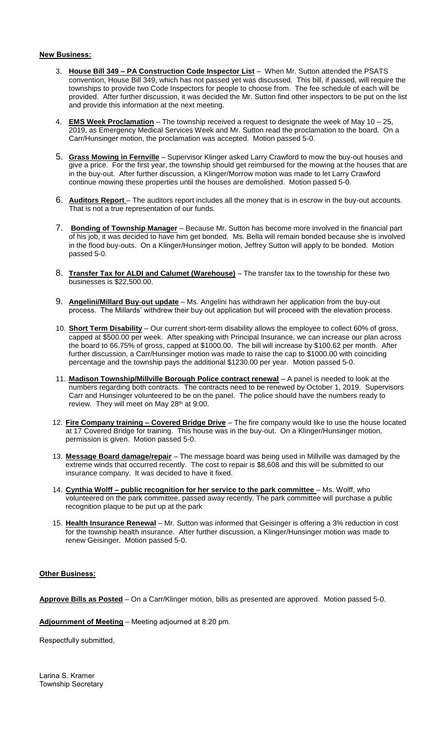**New Business:**

3. **House Bill 349 – PA Construction Code Inspector List** – When Mr. Sutton attended the PSATS convention, House Bill 349, which has not passed yet was discussed. This bill, if passed, will require the townships to provide two Code Inspectors for people to choose from. The fee schedule of each will be provided. After further discussion, it was decided the Mr. Sutton find other inspectors to be put on the list and provide this information at the next meeting.

4. **EMS Week Proclamation** – The township received a request to designate the week of May 10 – 25, 2019, as Emergency Medical Services Week and Mr. Sutton read the proclamation to the board. On a Carr/Hunsinger motion, the proclamation was accepted. Motion passed 5-0.

5. **Grass Mowing in Fernville** – Supervisor Klinger asked Larry Crawford to mow the buy-out houses and give a price. For the first year, the township should get reimbursed for the mowing at the houses that are in the buy-out. After further discussion, a Klinger/Morrow motion was made to let Larry Crawford continue mowing these properties until the houses are demolished. Motion passed 5-0.

6. **Auditors Report** – The auditors report includes all the money that is in escrow in the buy-out accounts. That is not a true representation of our funds.

7. **Bonding of Township Manager** – Because Mr. Sutton has become more involved in the financial part of his job, it was decided to have him get bonded. Ms. Bella will remain bonded because she is involved in the flood buy-outs. On a Klinger/Hunsinger motion, Jeffrey Sutton will apply to be bonded. Motion passed 5-0.

8. **Transfer Tax for ALDI and Calumet (Warehouse)** – The transfer tax to the township for these two businesses is $22,500.00.

9. **Angelini/Millard Buy-out update** – Ms. Angelini has withdrawn her application from the buy-out process. The Millards' withdrew their buy out application but will proceed with the elevation process.

10. **Short Term Disability** – Our current short-term disability allows the employee to collect 60% of gross, capped at $500.00 per week. After speaking with Principal Insurance, we can increase our plan across the board to 66.75% of gross, capped at $1000.00. The bill will increase by $100.62 per month. After further discussion, a Carr/Hunsinger motion was made to raise the cap to $1000.00 with coinciding percentage and the township pays the additional $1230.00 per year. Motion passed 5-0.

11. **Madison Township/Millville Borough Police contract renewal** – A panel is needed to look at the numbers regarding both contracts. The contracts need to be renewed by October 1, 2019. Supervisors Carr and Hunsinger volunteered to be on the panel. The police should have the numbers ready to review. They will meet on May 28th at 9:00.

12. **Fire Company training – Covered Bridge Drive** – The fire company would like to use the house located at 17 Covered Bridge for training. This house was in the buy-out. On a Klinger/Hunsinger motion, permission is given. Motion passed 5-0.

13. **Message Board damage/repair** – The message board was being used in Millville was damaged by the extreme winds that occurred recently. The cost to repair is $8,608 and this will be submitted to our insurance company. It was decided to have it fixed.

14. **Cynthia Wolff – public recognition for her service to the park committee** – Ms. Wolff, who volunteered on the park committee, passed away recently. The park committee will purchase a public recognition plaque to be put up at the park

15. **Health Insurance Renewal** – Mr. Sutton was informed that Geisinger is offering a 3% reduction in cost for the township health insurance. After further discussion, a Klinger/Hunsinger motion was made to renew Geisinger. Motion passed 5-0.

**Other Business:**

**Approve Bills as Posted** – On a Carr/Klinger motion, bills as presented are approved. Motion passed 5-0.

**Adjournment of Meeting** – Meeting adjourned at 8:20 pm.

Respectfully submitted,

Larina S. Kramer
Township Secretary